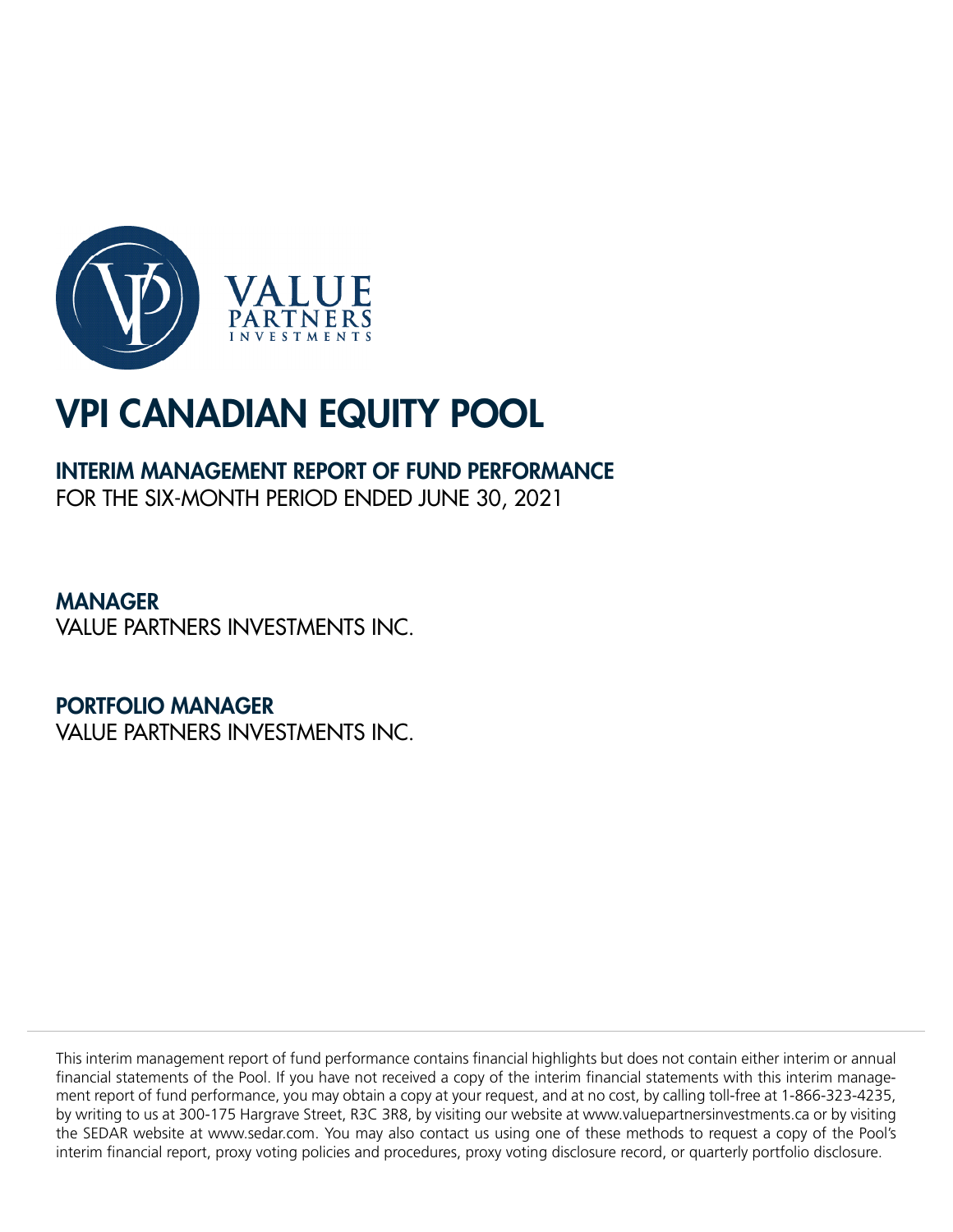# VPI CANADIAN EQUITY POOL

## INTERIM MANAGEMENT REPORT OF FUND PERFORMANCE

FOR THE SIX-MONTH PERIOD ENDED JUNE 30, 2021

### MANAGER

VALUE PARTNERS INVESTMENTS INC.

### PORTFOLIO MANAGER

VALUE PARTNERS INVESTMENTS INC.

This interim management report of fund performance contains financial highlights but does not contain either interim or annual financial statements of the Pool. If you have not received a copy of the interim financial statements with this interim management report of fund performance, you may obtain a copy at your request, and at no cost, by calling toll-free at 1-866-323-4235, by writing to us at 300-175 Hargrave Street, R3C 3R8, by visiting our website at www.valuepartnersinvestments.ca or by visiting the SEDAR website at www.sedar.com. You may also contact us using one of these methods to request a copy of the Pool's interim financial report, proxy voting policies and procedures, proxy voting disclosure record, or quarterly portfolio disclosure.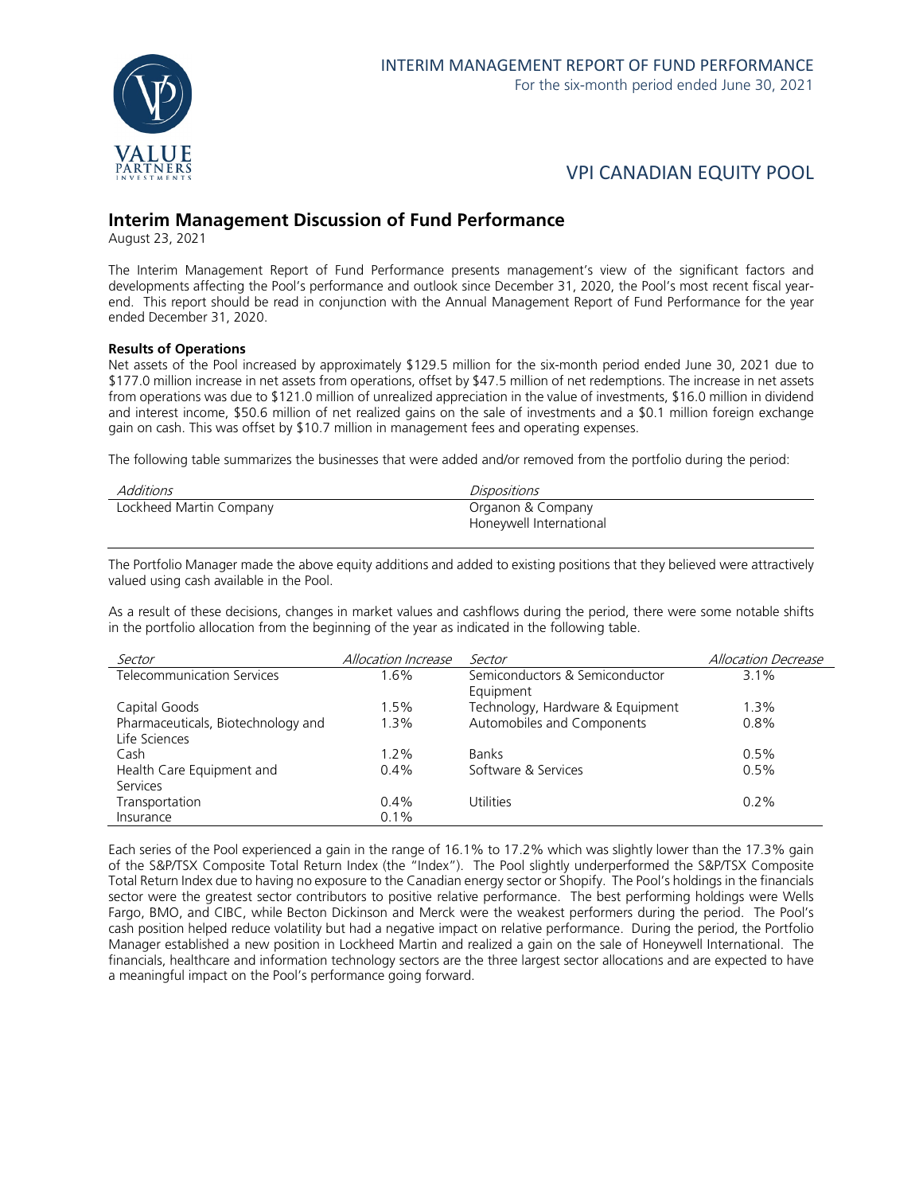# VPI CANADIAN EQUITY POOL

## Interim Management Discussion of Fund Performance

August 23, 2021

The Interim Management Report of Fund Performance presents management's view of the significant factors and developments affecting the Pool's performance and outlook since December 31, 2020, the Pool's most recent fiscal year-end. This report should be read in conjunction with the Annual Management Report of Fund Performance for the year ended December 31, 2020.

**Results of Operations**

Net assets of the Pool increased by approximately $129.5 million for the six-month period ended June 30, 2021 due to $177.0 million increase in net assets from operations, offset by $47.5 million of net redemptions. The increase in net assets from operations was due to $121.0 million of unrealized appreciation in the value of investments, $16.0 million in dividend and interest income, $50.6 million of net realized gains on the sale of investments and a $0.1 million foreign exchange gain on cash. This was offset by $10.7 million in management fees and operating expenses.

The following table summarizes the businesses that were added and/or removed from the portfolio during the period:

| *Additions* | *Dispositions* |
|---|---|
| Lockheed Martin Company | Organon & Company |
| | Honeywell International |

The Portfolio Manager made the above equity additions and added to existing positions that they believed were attractively valued using cash available in the Pool.

As a result of these decisions, changes in market values and cashflows during the period, there were some notable shifts in the portfolio allocation from the beginning of the year as indicated in the following table.

| *Sector* | *Allocation Increase* | *Sector* | *Allocation Decrease* |
|---|---|---|---|
| Telecommunication Services | 1.6% | Semiconductors & Semiconductor Equipment | 3.1% |
| Capital Goods | 1.5% | Technology, Hardware & Equipment | 1.3% |
| Pharmaceuticals, Biotechnology and Life Sciences | 1.3% | Automobiles and Components | 0.8% |
| Cash | 1.2% | Banks | 0.5% |
| Health Care Equipment and Services | 0.4% | Software & Services | 0.5% |
| Transportation | 0.4% | Utilities | 0.2% |
| Insurance | 0.1% | | |

Each series of the Pool experienced a gain in the range of 16.1% to 17.2% which was slightly lower than the 17.3% gain of the S&P/TSX Composite Total Return Index (the "Index"). The Pool slightly underperformed the S&P/TSX Composite Total Return Index due to having no exposure to the Canadian energy sector or Shopify. The Pool's holdings in the financials sector were the greatest sector contributors to positive relative performance. The best performing holdings were Wells Fargo, BMO, and CIBC, while Becton Dickinson and Merck were the weakest performers during the period. The Pool's cash position helped reduce volatility but had a negative impact on relative performance. During the period, the Portfolio Manager established a new position in Lockheed Martin and realized a gain on the sale of Honeywell International. The financials, healthcare and information technology sectors are the three largest sector allocations and are expected to have a meaningful impact on the Pool's performance going forward.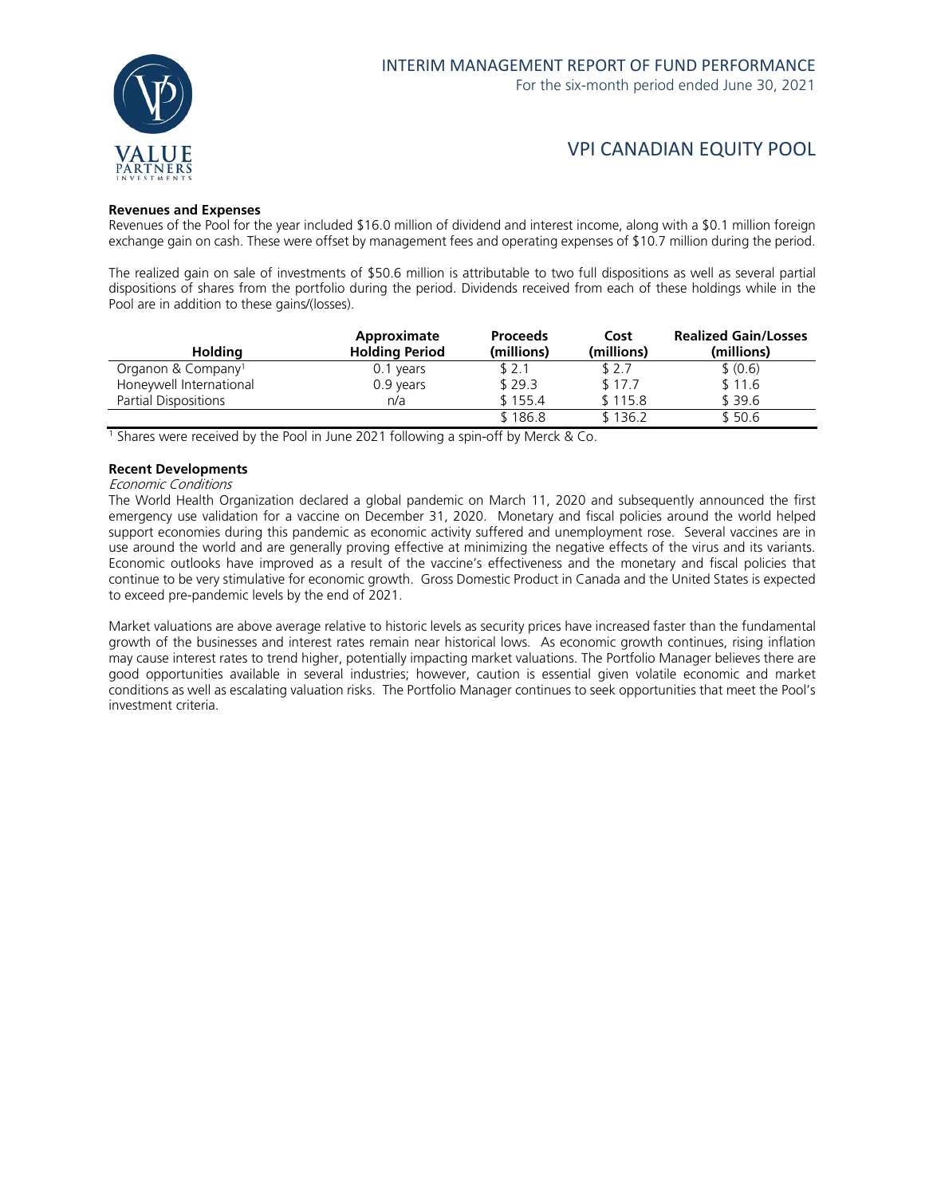### Revenues and Expenses

Revenues of the Pool for the year included $16.0 million of dividend and interest income, along with a $0.1 million foreign exchange gain on cash. These were offset by management fees and operating expenses of $10.7 million during the period.

The realized gain on sale of investments of $50.6 million is attributable to two full dispositions as well as several partial dispositions of shares from the portfolio during the period. Dividends received from each of these holdings while in the Pool are in addition to these gains/(losses).

| Holding | Approximate Holding Period | Proceeds (millions) | Cost (millions) | Realized Gain/Losses (millions) |
|---|---|---|---|---|
| Organon & Company[1] | 0.1 years | $ 2.1 | $ 2.7 | $ (0.6) |
| Honeywell International | 0.9 years | $ 29.3 | $ 17.7 | $ 11.6 |
| Partial Dispositions | n/a | $ 155.4 | $ 115.8 | $ 39.6 |
| | | $ 186.8 | $ 136.2 | $ 50.6 |

[1] Shares were received by the Pool in June 2021 following a spin-off by Merck & Co.

### Recent Developments

*Economic Conditions*

The World Health Organization declared a global pandemic on March 11, 2020 and subsequently announced the first emergency use validation for a vaccine on December 31, 2020. Monetary and fiscal policies around the world helped support economies during this pandemic as economic activity suffered and unemployment rose. Several vaccines are in use around the world and are generally proving effective at minimizing the negative effects of the virus and its variants. Economic outlooks have improved as a result of the vaccine's effectiveness and the monetary and fiscal policies that continue to be very stimulative for economic growth. Gross Domestic Product in Canada and the United States is expected to exceed pre-pandemic levels by the end of 2021.

Market valuations are above average relative to historic levels as security prices have increased faster than the fundamental growth of the businesses and interest rates remain near historical lows. As economic growth continues, rising inflation may cause interest rates to trend higher, potentially impacting market valuations. The Portfolio Manager believes there are good opportunities available in several industries; however, caution is essential given volatile economic and market conditions as well as escalating valuation risks. The Portfolio Manager continues to seek opportunities that meet the Pool's investment criteria.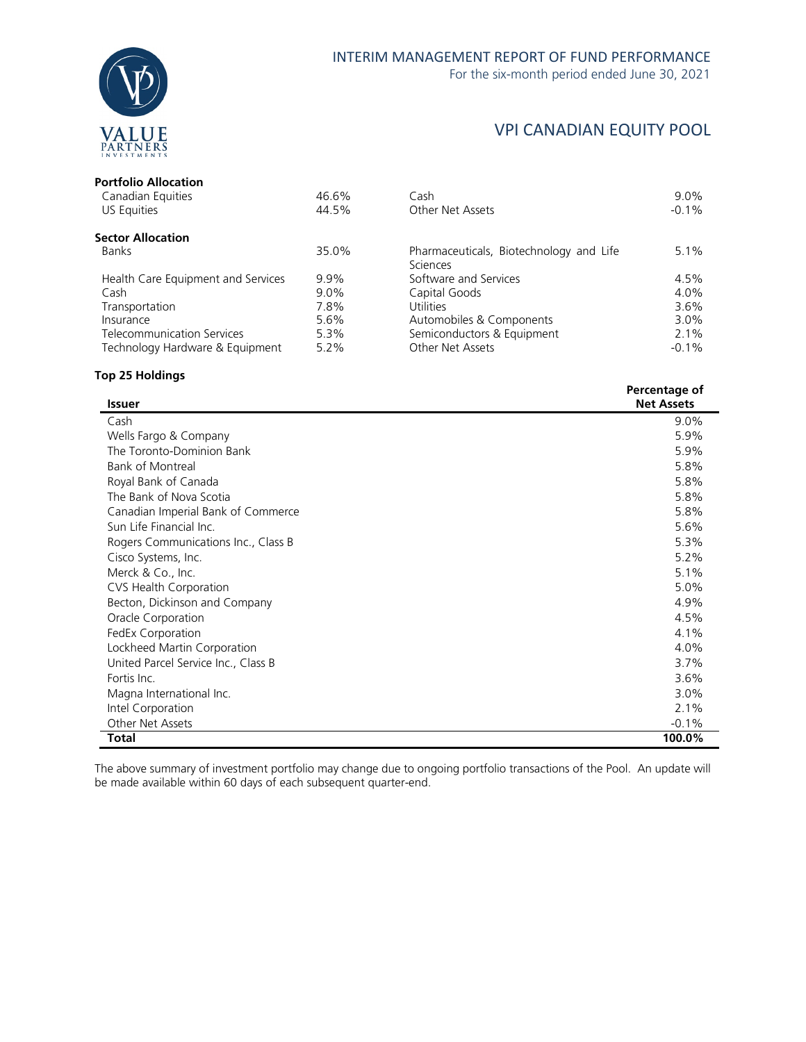# INTERIM MANAGEMENT REPORT OF FUND PERFORMANCE

For the six-month period ended June 30, 2021

## VPI CANADIAN EQUITY POOL

### Portfolio Allocation

| | | | |
|---|---|---|---|
| Canadian Equities | 46.6% | Cash | 9.0% |
| US Equities | 44.5% | Other Net Assets | -0.1% |

### Sector Allocation

| | | | |
|---|---|---|---|
| Banks | 35.0% | Pharmaceuticals, Biotechnology and Life Sciences | 5.1% |
| Health Care Equipment and Services | 9.9% | Software and Services | 4.5% |
| Cash | 9.0% | Capital Goods | 4.0% |
| Transportation | 7.8% | Utilities | 3.6% |
| Insurance | 5.6% | Automobiles & Components | 3.0% |
| Telecommunication Services | 5.3% | Semiconductors & Equipment | 2.1% |
| Technology Hardware & Equipment | 5.2% | Other Net Assets | -0.1% |

### Top 25 Holdings

| Issuer | Percentage of Net Assets |
|---|---|
| Cash | 9.0% |
| Wells Fargo & Company | 5.9% |
| The Toronto-Dominion Bank | 5.9% |
| Bank of Montreal | 5.8% |
| Royal Bank of Canada | 5.8% |
| The Bank of Nova Scotia | 5.8% |
| Canadian Imperial Bank of Commerce | 5.8% |
| Sun Life Financial Inc. | 5.6% |
| Rogers Communications Inc., Class B | 5.3% |
| Cisco Systems, Inc. | 5.2% |
| Merck & Co., Inc. | 5.1% |
| CVS Health Corporation | 5.0% |
| Becton, Dickinson and Company | 4.9% |
| Oracle Corporation | 4.5% |
| FedEx Corporation | 4.1% |
| Lockheed Martin Corporation | 4.0% |
| United Parcel Service Inc., Class B | 3.7% |
| Fortis Inc. | 3.6% |
| Magna International Inc. | 3.0% |
| Intel Corporation | 2.1% |
| Other Net Assets | -0.1% |
| **Total** | **100.0%** |

The above summary of investment portfolio may change due to ongoing portfolio transactions of the Pool. An update will be made available within 60 days of each subsequent quarter-end.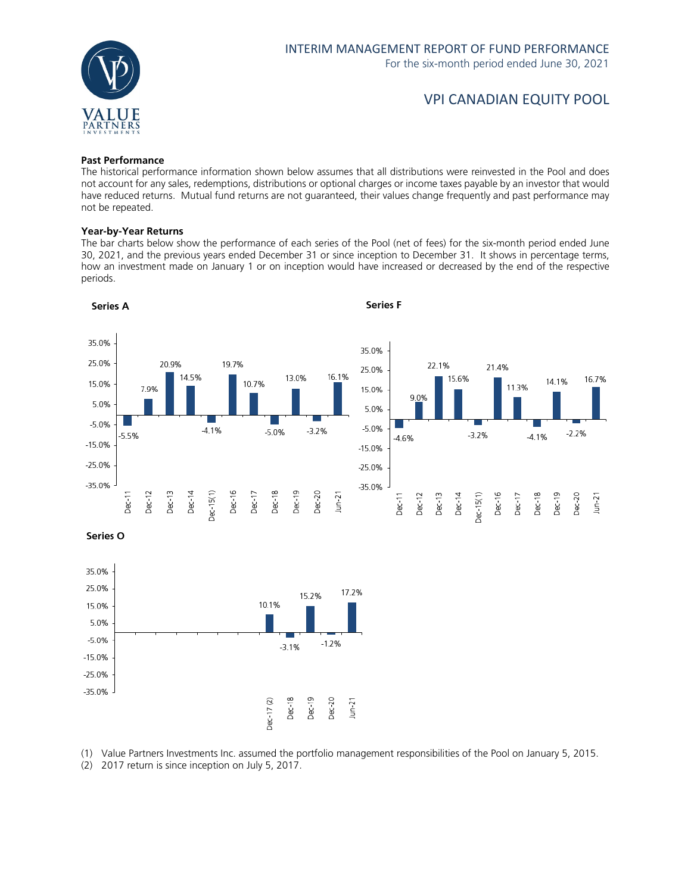## Past Performance

The historical performance information shown below assumes that all distributions were reinvested in the Pool and does not account for any sales, redemptions, distributions or optional charges or income taxes payable by an investor that would have reduced returns. Mutual fund returns are not guaranteed, their values change frequently and past performance may not be repeated.

### Year-by-Year Returns

The bar charts below show the performance of each series of the Pool (net of fees) for the six-month period ended June 30, 2021, and the previous years ended December 31 or since inception to December 31. It shows in percentage terms, how an investment made on January 1 or on inception would have increased or decreased by the end of the respective periods.

**Series A**

| Dec-11 | Dec-12 | Dec-13 | Dec-14 | Dec-15(1) | Dec-16 | Dec-17 | Dec-18 | Dec-19 | Dec-20 | Jun-21 |
|---|---|---|---|---|---|---|---|---|---|---|
| -5.5% | 7.9% | 20.9% | 14.5% | -4.1% | 19.7% | 10.7% | -5.0% | 13.0% | -3.2% | 16.1% |

**Series F**

| Dec-11 | Dec-12 | Dec-13 | Dec-14 | Dec-15(1) | Dec-16 | Dec-17 | Dec-18 | Dec-19 | Dec-20 | Jun-21 |
|---|---|---|---|---|---|---|---|---|---|---|
| -4.6% | 9.0% | 22.1% | 15.6% | -3.2% | 21.4% | 11.3% | -4.1% | 14.1% | -2.2% | 16.7% |

**Series O**

| Dec-17 (2) | Dec-18 | Dec-19 | Dec-20 | Jun-21 |
|---|---|---|---|---|
| 10.1% | -3.1% | 15.2% | -1.2% | 17.2% |

(1) Value Partners Investments Inc. assumed the portfolio management responsibilities of the Pool on January 5, 2015.

(2) 2017 return is since inception on July 5, 2017.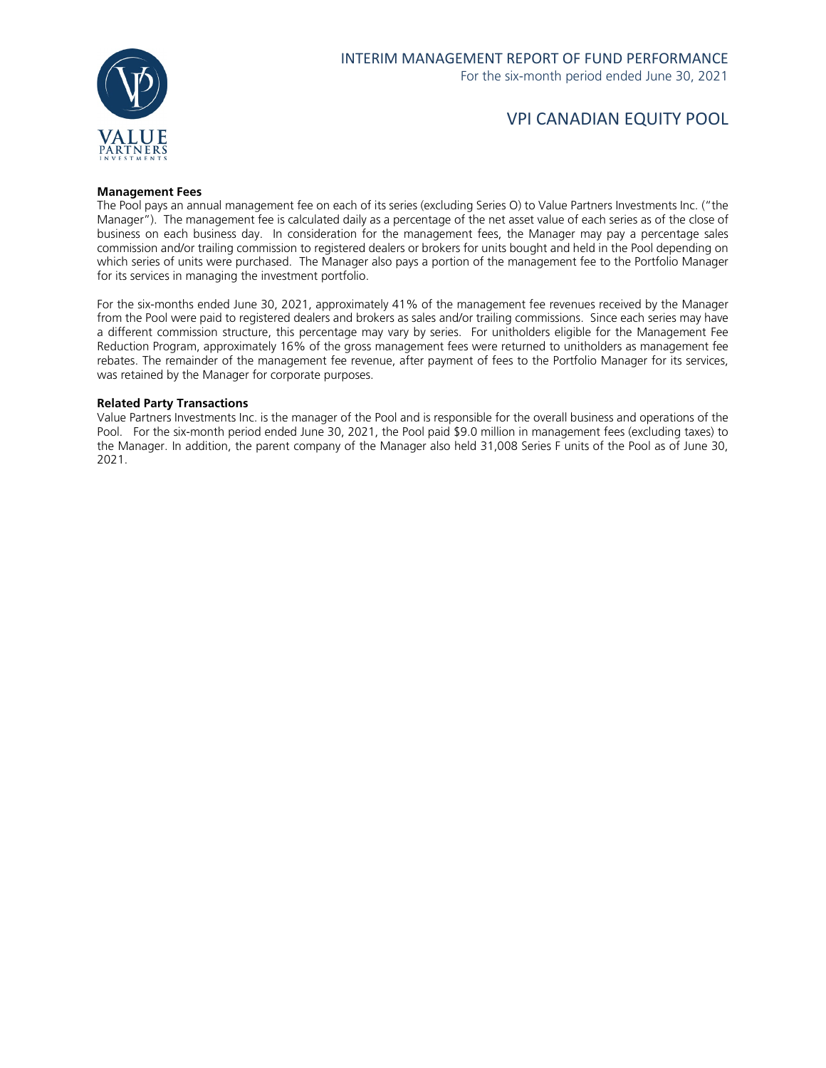#### Management Fees

The Pool pays an annual management fee on each of its series (excluding Series O) to Value Partners Investments Inc. ("the Manager"). The management fee is calculated daily as a percentage of the net asset value of each series as of the close of business on each business day. In consideration for the management fees, the Manager may pay a percentage sales commission and/or trailing commission to registered dealers or brokers for units bought and held in the Pool depending on which series of units were purchased. The Manager also pays a portion of the management fee to the Portfolio Manager for its services in managing the investment portfolio.

For the six-months ended June 30, 2021, approximately 41% of the management fee revenues received by the Manager from the Pool were paid to registered dealers and brokers as sales and/or trailing commissions. Since each series may have a different commission structure, this percentage may vary by series. For unitholders eligible for the Management Fee Reduction Program, approximately 16% of the gross management fees were returned to unitholders as management fee rebates. The remainder of the management fee revenue, after payment of fees to the Portfolio Manager for its services, was retained by the Manager for corporate purposes.

#### Related Party Transactions

Value Partners Investments Inc. is the manager of the Pool and is responsible for the overall business and operations of the Pool. For the six-month period ended June 30, 2021, the Pool paid $9.0 million in management fees (excluding taxes) to the Manager. In addition, the parent company of the Manager also held 31,008 Series F units of the Pool as of June 30, 2021.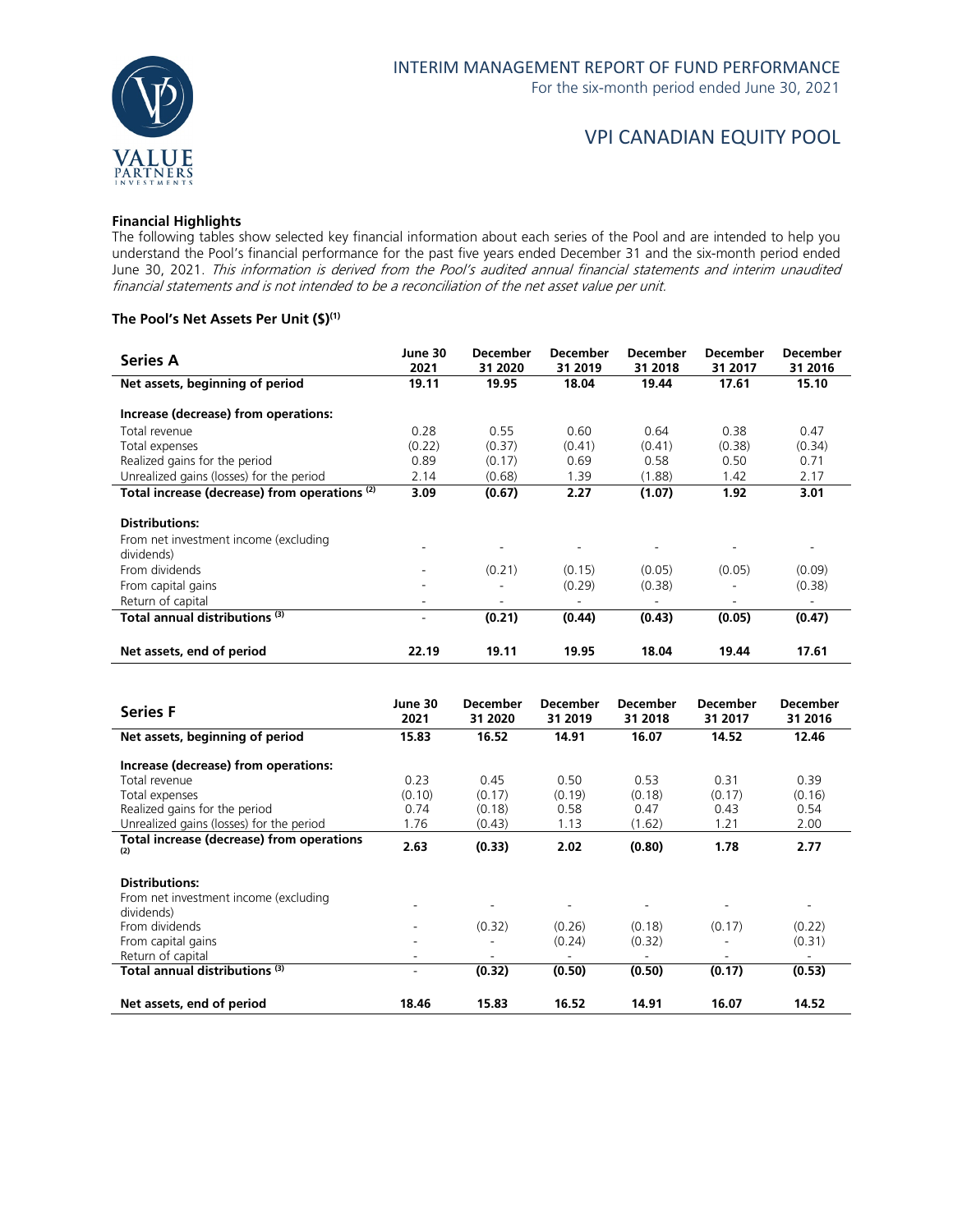### Financial Highlights

The following tables show selected key financial information about each series of the Pool and are intended to help you understand the Pool's financial performance for the past five years ended December 31 and the six-month period ended June 30, 2021. *This information is derived from the Pool's audited annual financial statements and interim unaudited financial statements and is not intended to be a reconciliation of the net asset value per unit.*

### The Pool's Net Assets Per Unit ($)(1)

| Series A | June 30 2021 | December 31 2020 | December 31 2019 | December 31 2018 | December 31 2017 | December 31 2016 |
|---|---|---|---|---|---|---|
| **Net assets, beginning of period** | **19.11** | **19.95** | **18.04** | **19.44** | **17.61** | **15.10** |
| **Increase (decrease) from operations:** | | | | | | |
| Total revenue | 0.28 | 0.55 | 0.60 | 0.64 | 0.38 | 0.47 |
| Total expenses | (0.22) | (0.37) | (0.41) | (0.41) | (0.38) | (0.34) |
| Realized gains for the period | 0.89 | (0.17) | 0.69 | 0.58 | 0.50 | 0.71 |
| Unrealized gains (losses) for the period | 2.14 | (0.68) | 1.39 | (1.88) | 1.42 | 2.17 |
| **Total increase (decrease) from operations (2)** | **3.09** | **(0.67)** | **2.27** | **(1.07)** | **1.92** | **3.01** |
| **Distributions:** | | | | | | |
| From net investment income (excluding dividends) | - | - | - | - | - | - |
| From dividends | - | (0.21) | (0.15) | (0.05) | (0.05) | (0.09) |
| From capital gains | - | - | (0.29) | (0.38) | - | (0.38) |
| Return of capital | - | - | - | - | - | - |
| **Total annual distributions (3)** | - | **(0.21)** | **(0.44)** | **(0.43)** | **(0.05)** | **(0.47)** |
| **Net assets, end of period** | **22.19** | **19.11** | **19.95** | **18.04** | **19.44** | **17.61** |

| Series F | June 30 2021 | December 31 2020 | December 31 2019 | December 31 2018 | December 31 2017 | December 31 2016 |
|---|---|---|---|---|---|---|
| **Net assets, beginning of period** | **15.83** | **16.52** | **14.91** | **16.07** | **14.52** | **12.46** |
| **Increase (decrease) from operations:** | | | | | | |
| Total revenue | 0.23 | 0.45 | 0.50 | 0.53 | 0.31 | 0.39 |
| Total expenses | (0.10) | (0.17) | (0.19) | (0.18) | (0.17) | (0.16) |
| Realized gains for the period | 0.74 | (0.18) | 0.58 | 0.47 | 0.43 | 0.54 |
| Unrealized gains (losses) for the period | 1.76 | (0.43) | 1.13 | (1.62) | 1.21 | 2.00 |
| **Total increase (decrease) from operations (2)** | **2.63** | **(0.33)** | **2.02** | **(0.80)** | **1.78** | **2.77** |
| **Distributions:** | | | | | | |
| From net investment income (excluding dividends) | - | - | - | - | - | - |
| From dividends | - | (0.32) | (0.26) | (0.18) | (0.17) | (0.22) |
| From capital gains | - | - | (0.24) | (0.32) | - | (0.31) |
| Return of capital | - | - | - | - | - | - |
| **Total annual distributions (3)** | - | **(0.32)** | **(0.50)** | **(0.50)** | **(0.17)** | **(0.53)** |
| **Net assets, end of period** | **18.46** | **15.83** | **16.52** | **14.91** | **16.07** | **14.52** |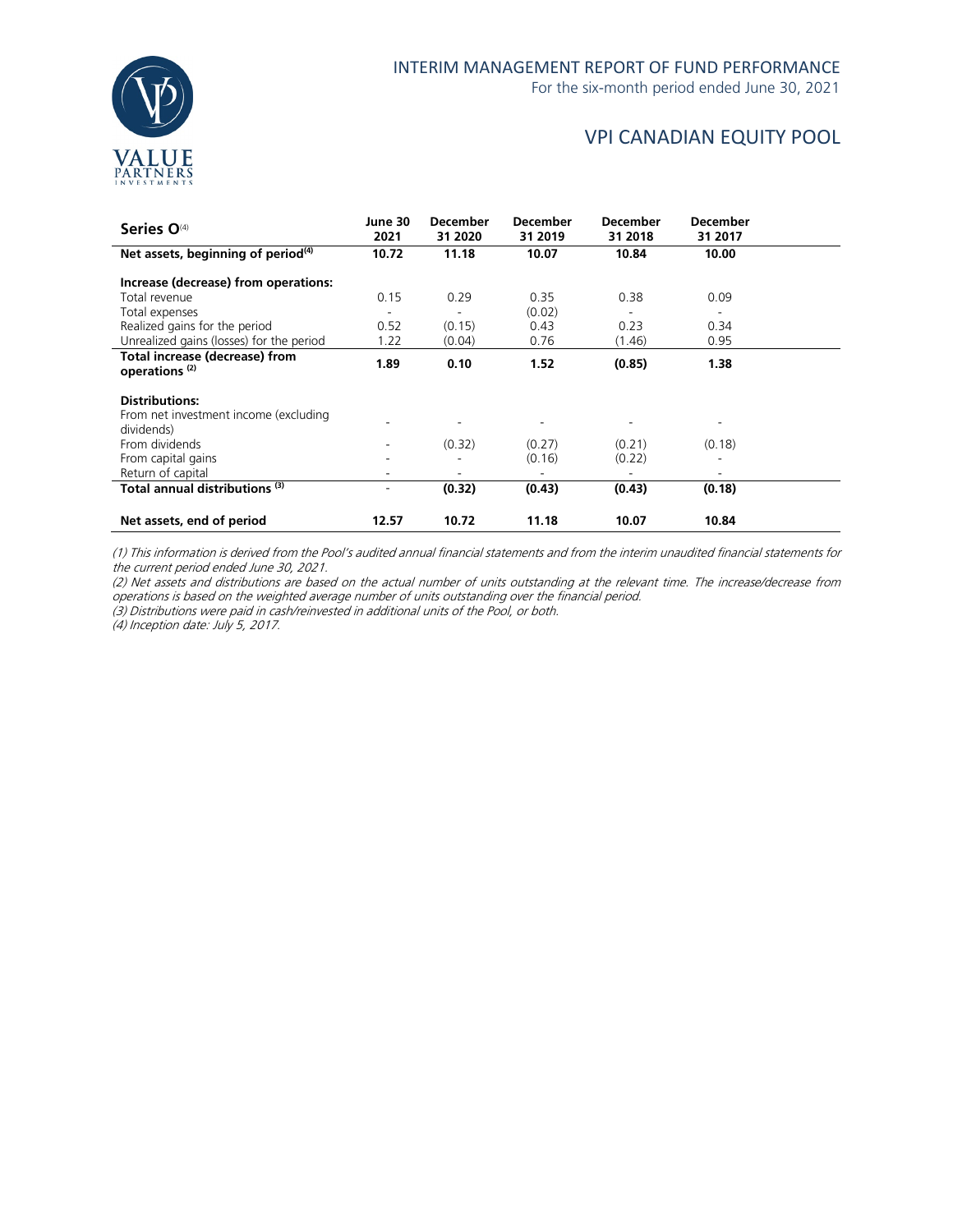# VPI CANADIAN EQUITY POOL

| Series O[4] | June 30 2021 | December 31 2020 | December 31 2019 | December 31 2018 | December 31 2017 |
|---|---|---|---|---|---|
| **Net assets, beginning of period[4]** | **10.72** | **11.18** | **10.07** | **10.84** | **10.00** |
| **Increase (decrease) from operations:** | | | | | |
| Total revenue | 0.15 | 0.29 | 0.35 | 0.38 | 0.09 |
| Total expenses | - | - | (0.02) | - | - |
| Realized gains for the period | 0.52 | (0.15) | 0.43 | 0.23 | 0.34 |
| Unrealized gains (losses) for the period | 1.22 | (0.04) | 0.76 | (1.46) | 0.95 |
| **Total increase (decrease) from operations [2]** | **1.89** | **0.10** | **1.52** | **(0.85)** | **1.38** |
| **Distributions:** | | | | | |
| From net investment income (excluding dividends) | - | - | - | - | - |
| From dividends | - | (0.32) | (0.27) | (0.21) | (0.18) |
| From capital gains | - | - | (0.16) | (0.22) | - |
| Return of capital | - | - | - | - | - |
| **Total annual distributions [3]** | - | **(0.32)** | **(0.43)** | **(0.43)** | **(0.18)** |
| **Net assets, end of period** | **12.57** | **10.72** | **11.18** | **10.07** | **10.84** |

*(1) This information is derived from the Pool's audited annual financial statements and from the interim unaudited financial statements for the current period ended June 30, 2021.*

*(2) Net assets and distributions are based on the actual number of units outstanding at the relevant time. The increase/decrease from operations is based on the weighted average number of units outstanding over the financial period.*

*(3) Distributions were paid in cash/reinvested in additional units of the Pool, or both.*

*(4) Inception date: July 5, 2017.*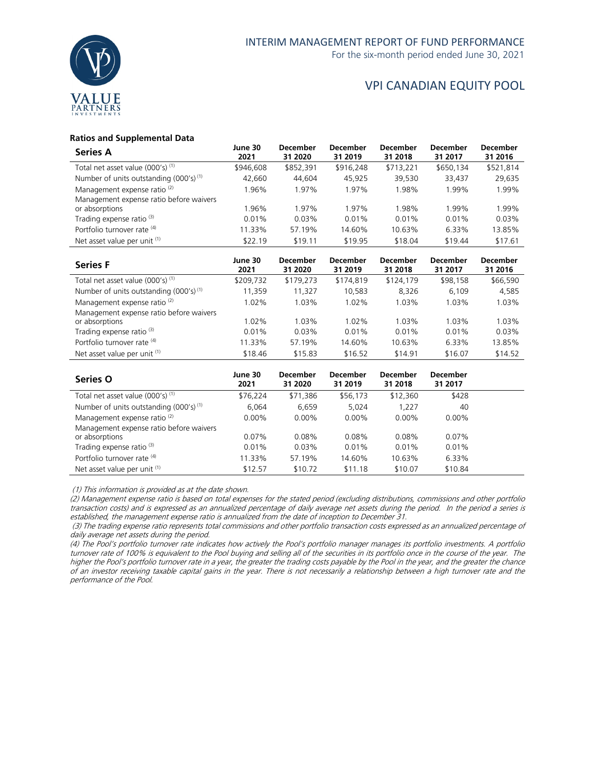## Ratios and Supplemental Data

| Series A | June 30 2021 | December 31 2020 | December 31 2019 | December 31 2018 | December 31 2017 | December 31 2016 |
|---|---|---|---|---|---|---|
| Total net asset value (000's) (1) | $946,608 | $852,391 | $916,248 | $713,221 | $650,134 | $521,814 |
| Number of units outstanding (000's) (1) | 42,660 | 44,604 | 45,925 | 39,530 | 33,437 | 29,635 |
| Management expense ratio (2) | 1.96% | 1.97% | 1.97% | 1.98% | 1.99% | 1.99% |
| Management expense ratio before waivers or absorptions | 1.96% | 1.97% | 1.97% | 1.98% | 1.99% | 1.99% |
| Trading expense ratio (3) | 0.01% | 0.03% | 0.01% | 0.01% | 0.01% | 0.03% |
| Portfolio turnover rate (4) | 11.33% | 57.19% | 14.60% | 10.63% | 6.33% | 13.85% |
| Net asset value per unit (1) | $22.19 | $19.11 | $19.95 | $18.04 | $19.44 | $17.61 |

| Series F | June 30 2021 | December 31 2020 | December 31 2019 | December 31 2018 | December 31 2017 | December 31 2016 |
|---|---|---|---|---|---|---|
| Total net asset value (000's) (1) | $209,732 | $179,273 | $174,819 | $124,179 | $98,158 | $66,590 |
| Number of units outstanding (000's) (1) | 11,359 | 11,327 | 10,583 | 8,326 | 6,109 | 4,585 |
| Management expense ratio (2) | 1.02% | 1.03% | 1.02% | 1.03% | 1.03% | 1.03% |
| Management expense ratio before waivers or absorptions | 1.02% | 1.03% | 1.02% | 1.03% | 1.03% | 1.03% |
| Trading expense ratio (3) | 0.01% | 0.03% | 0.01% | 0.01% | 0.01% | 0.03% |
| Portfolio turnover rate (4) | 11.33% | 57.19% | 14.60% | 10.63% | 6.33% | 13.85% |
| Net asset value per unit (1) | $18.46 | $15.83 | $16.52 | $14.91 | $16.07 | $14.52 |

| Series O | June 30 2021 | December 31 2020 | December 31 2019 | December 31 2018 | December 31 2017 |
|---|---|---|---|---|---|
| Total net asset value (000's) (1) | $76,224 | $71,386 | $56,173 | $12,360 | $428 |
| Number of units outstanding (000's) (1) | 6,064 | 6,659 | 5,024 | 1,227 | 40 |
| Management expense ratio (2) | 0.00% | 0.00% | 0.00% | 0.00% | 0.00% |
| Management expense ratio before waivers or absorptions | 0.07% | 0.08% | 0.08% | 0.08% | 0.07% |
| Trading expense ratio (3) | 0.01% | 0.03% | 0.01% | 0.01% | 0.01% |
| Portfolio turnover rate (4) | 11.33% | 57.19% | 14.60% | 10.63% | 6.33% |
| Net asset value per unit (1) | $12.57 | $10.72 | $11.18 | $10.07 | $10.84 |

*(1) This information is provided as at the date shown.*

*(2) Management expense ratio is based on total expenses for the stated period (excluding distributions, commissions and other portfolio transaction costs) and is expressed as an annualized percentage of daily average net assets during the period. In the period a series is established, the management expense ratio is annualized from the date of inception to December 31.*

*(3) The trading expense ratio represents total commissions and other portfolio transaction costs expressed as an annualized percentage of daily average net assets during the period.*

*(4) The Pool's portfolio turnover rate indicates how actively the Pool's portfolio manager manages its portfolio investments. A portfolio turnover rate of 100% is equivalent to the Pool buying and selling all of the securities in its portfolio once in the course of the year. The higher the Pool's portfolio turnover rate in a year, the greater the trading costs payable by the Pool in the year, and the greater the chance of an investor receiving taxable capital gains in the year. There is not necessarily a relationship between a high turnover rate and the performance of the Pool.*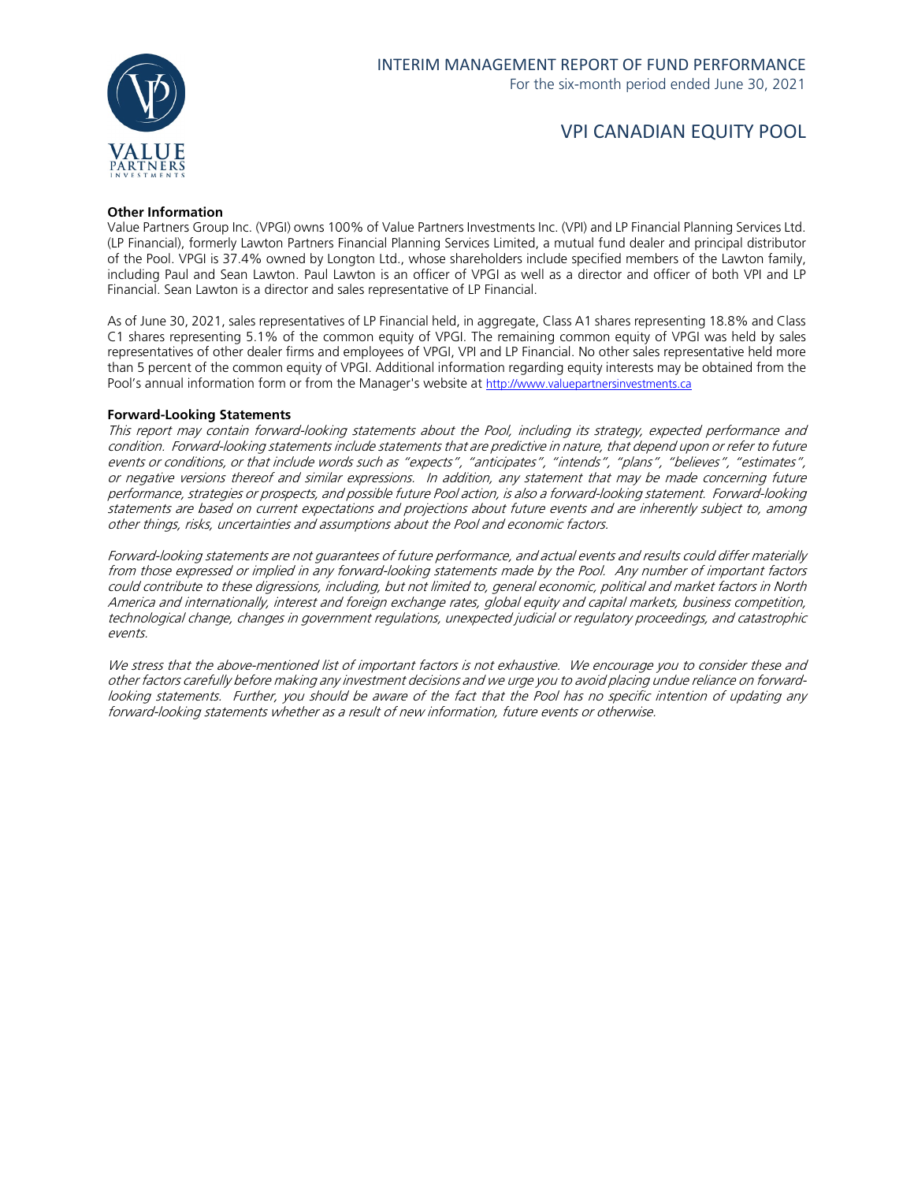## Other Information

Value Partners Group Inc. (VPGI) owns 100% of Value Partners Investments Inc. (VPI) and LP Financial Planning Services Ltd. (LP Financial), formerly Lawton Partners Financial Planning Services Limited, a mutual fund dealer and principal distributor of the Pool. VPGI is 37.4% owned by Longton Ltd., whose shareholders include specified members of the Lawton family, including Paul and Sean Lawton. Paul Lawton is an officer of VPGI as well as a director and officer of both VPI and LP Financial. Sean Lawton is a director and sales representative of LP Financial.

As of June 30, 2021, sales representatives of LP Financial held, in aggregate, Class A1 shares representing 18.8% and Class C1 shares representing 5.1% of the common equity of VPGI. The remaining common equity of VPGI was held by sales representatives of other dealer firms and employees of VPGI, VPI and LP Financial. No other sales representative held more than 5 percent of the common equity of VPGI. Additional information regarding equity interests may be obtained from the Pool's annual information form or from the Manager's website at http://www.valuepartnersinvestments.ca

## Forward-Looking Statements

*This report may contain forward-looking statements about the Pool, including its strategy, expected performance and condition. Forward-looking statements include statements that are predictive in nature, that depend upon or refer to future events or conditions, or that include words such as "expects", "anticipates", "intends", "plans", "believes", "estimates", or negative versions thereof and similar expressions. In addition, any statement that may be made concerning future performance, strategies or prospects, and possible future Pool action, is also a forward-looking statement. Forward-looking statements are based on current expectations and projections about future events and are inherently subject to, among other things, risks, uncertainties and assumptions about the Pool and economic factors.*

*Forward-looking statements are not guarantees of future performance, and actual events and results could differ materially from those expressed or implied in any forward-looking statements made by the Pool. Any number of important factors could contribute to these digressions, including, but not limited to, general economic, political and market factors in North America and internationally, interest and foreign exchange rates, global equity and capital markets, business competition, technological change, changes in government regulations, unexpected judicial or regulatory proceedings, and catastrophic events.*

*We stress that the above-mentioned list of important factors is not exhaustive. We encourage you to consider these and other factors carefully before making any investment decisions and we urge you to avoid placing undue reliance on forward-looking statements. Further, you should be aware of the fact that the Pool has no specific intention of updating any forward-looking statements whether as a result of new information, future events or otherwise.*